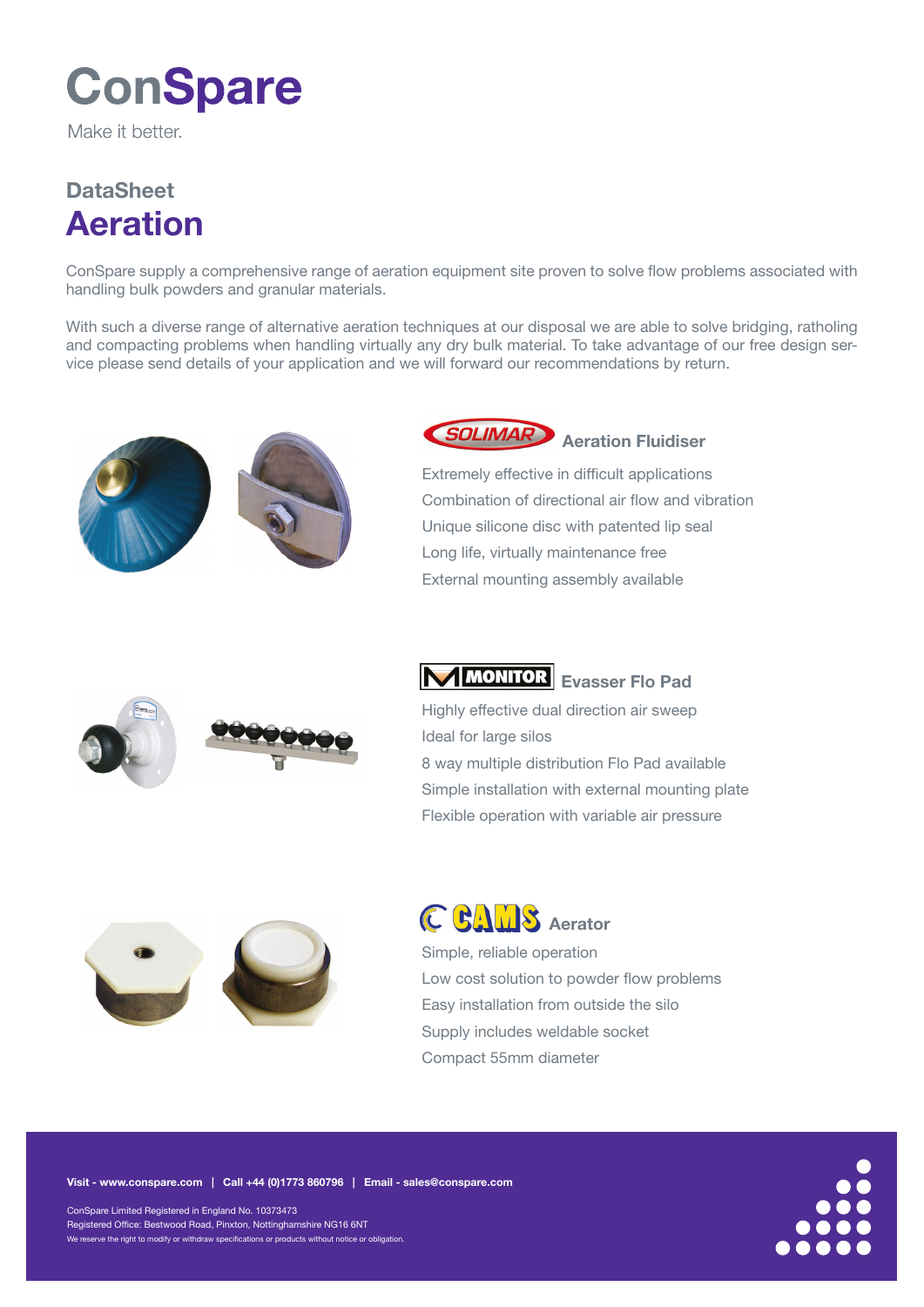# ConSpare

Make it better.

## DataSheet

# Aeration

ConSpare supply a comprehensive range of aeration equipment site proven to solve flow problems associated with handling bulk powders and granular materials.

With such a diverse range of alternative aeration techniques at our disposal we are able to solve bridging, ratholing and compacting problems when handling virtually any dry bulk material. To take advantage of our free design service please send details of your application and we will forward our recommendations by return.

### SOLIMAR Aeration Fluidiser

Extremely effective in difficult applications

Combination of directional air flow and vibration

Unique silicone disc with patented lip seal

Long life, virtually maintenance free

External mounting assembly available

### MONITOR Evasser Flo Pad

Highly effective dual direction air sweep

Ideal for large silos

8 way multiple distribution Flo Pad available

Simple installation with external mounting plate

Flexible operation with variable air pressure

### CAMS Aerator

Simple, reliable operation

Low cost solution to powder flow problems

Easy installation from outside the silo

Supply includes weldable socket

Compact 55mm diameter

**Visit - www.conspare.com | Call +44 (0)1773 860796 | Email - sales@conspare.com**

ConSpare Limited Registered in England No. 10373473
Registered Office: Bestwood Road, Pinxton, Nottinghamshire NG16 6NT
We reserve the right to modify or withdraw specifications or products without notice or obligation.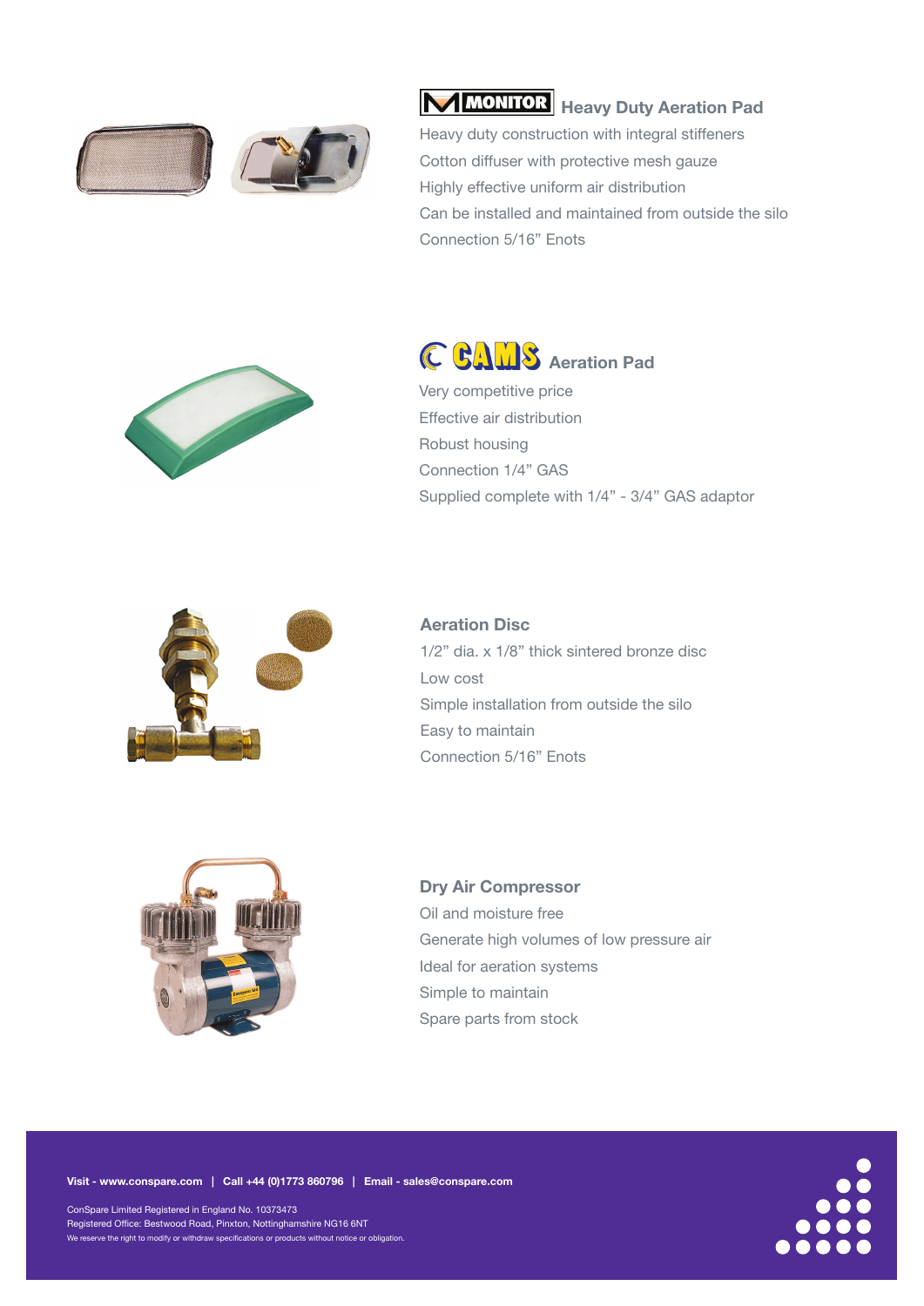## MONITOR Heavy Duty Aeration Pad

Heavy duty construction with integral stiffeners
Cotton diffuser with protective mesh gauze
Highly effective uniform air distribution
Can be installed and maintained from outside the silo
Connection 5/16" Enots

## CAMS Aeration Pad

Very competitive price
Effective air distribution
Robust housing
Connection 1/4" GAS
Supplied complete with 1/4" - 3/4" GAS adaptor

## Aeration Disc

1/2" dia. x 1/8" thick sintered bronze disc
Low cost
Simple installation from outside the silo
Easy to maintain
Connection 5/16" Enots

## Dry Air Compressor

Oil and moisture free
Generate high volumes of low pressure air
Ideal for aeration systems
Simple to maintain
Spare parts from stock

**Visit - www.conspare.com | Call +44 (0)1773 860796 | Email - sales@conspare.com**

ConSpare Limited Registered in England No. 10373473
Registered Office: Bestwood Road, Pinxton, Nottinghamshire NG16 6NT
We reserve the right to modify or withdraw specifications or products without notice or obligation.